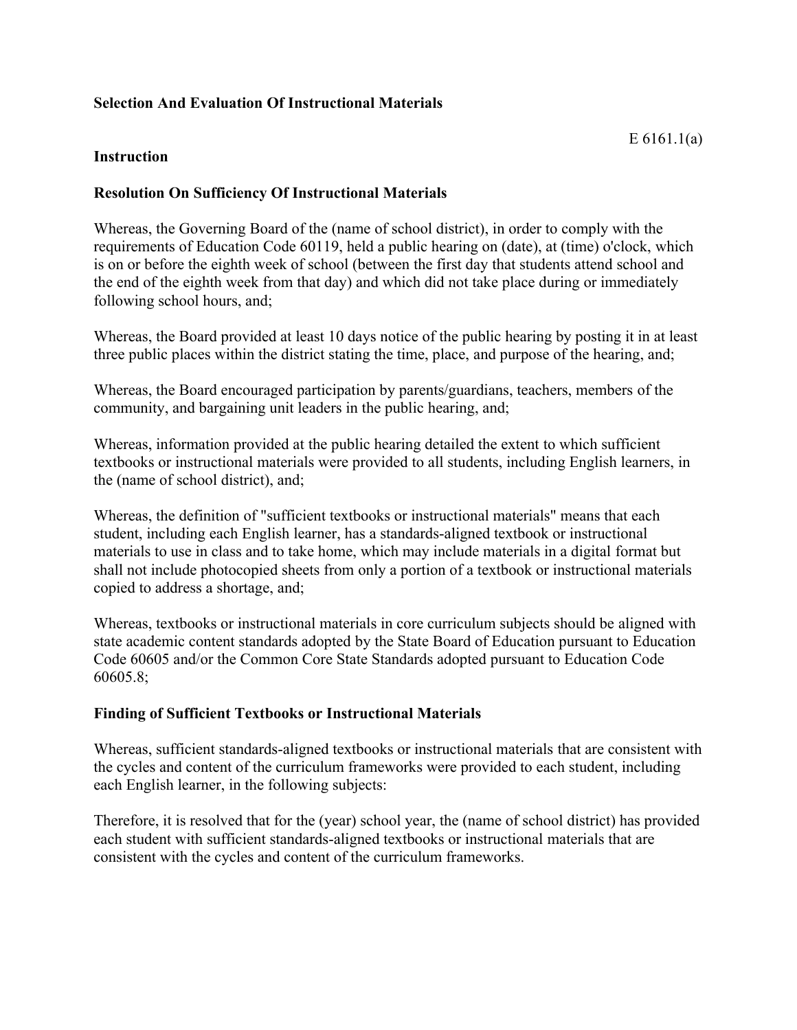**Selection And Evaluation Of Instructional Materials**

E 6161.1(a)

**Instruction**

**Resolution On Sufficiency Of Instructional Materials**

Whereas, the Governing Board of the (name of school district), in order to comply with the requirements of Education Code 60119, held a public hearing on (date), at (time) o'clock, which is on or before the eighth week of school (between the first day that students attend school and the end of the eighth week from that day) and which did not take place during or immediately following school hours, and;

Whereas, the Board provided at least 10 days notice of the public hearing by posting it in at least three public places within the district stating the time, place, and purpose of the hearing, and;

Whereas, the Board encouraged participation by parents/guardians, teachers, members of the community, and bargaining unit leaders in the public hearing, and;

Whereas, information provided at the public hearing detailed the extent to which sufficient textbooks or instructional materials were provided to all students, including English learners, in the (name of school district), and;

Whereas, the definition of "sufficient textbooks or instructional materials" means that each student, including each English learner, has a standards-aligned textbook or instructional materials to use in class and to take home, which may include materials in a digital format but shall not include photocopied sheets from only a portion of a textbook or instructional materials copied to address a shortage, and;

Whereas, textbooks or instructional materials in core curriculum subjects should be aligned with state academic content standards adopted by the State Board of Education pursuant to Education Code 60605 and/or the Common Core State Standards adopted pursuant to Education Code 60605.8;

**Finding of Sufficient Textbooks or Instructional Materials**

Whereas, sufficient standards-aligned textbooks or instructional materials that are consistent with the cycles and content of the curriculum frameworks were provided to each student, including each English learner, in the following subjects:

Therefore, it is resolved that for the (year) school year, the (name of school district) has provided each student with sufficient standards-aligned textbooks or instructional materials that are consistent with the cycles and content of the curriculum frameworks.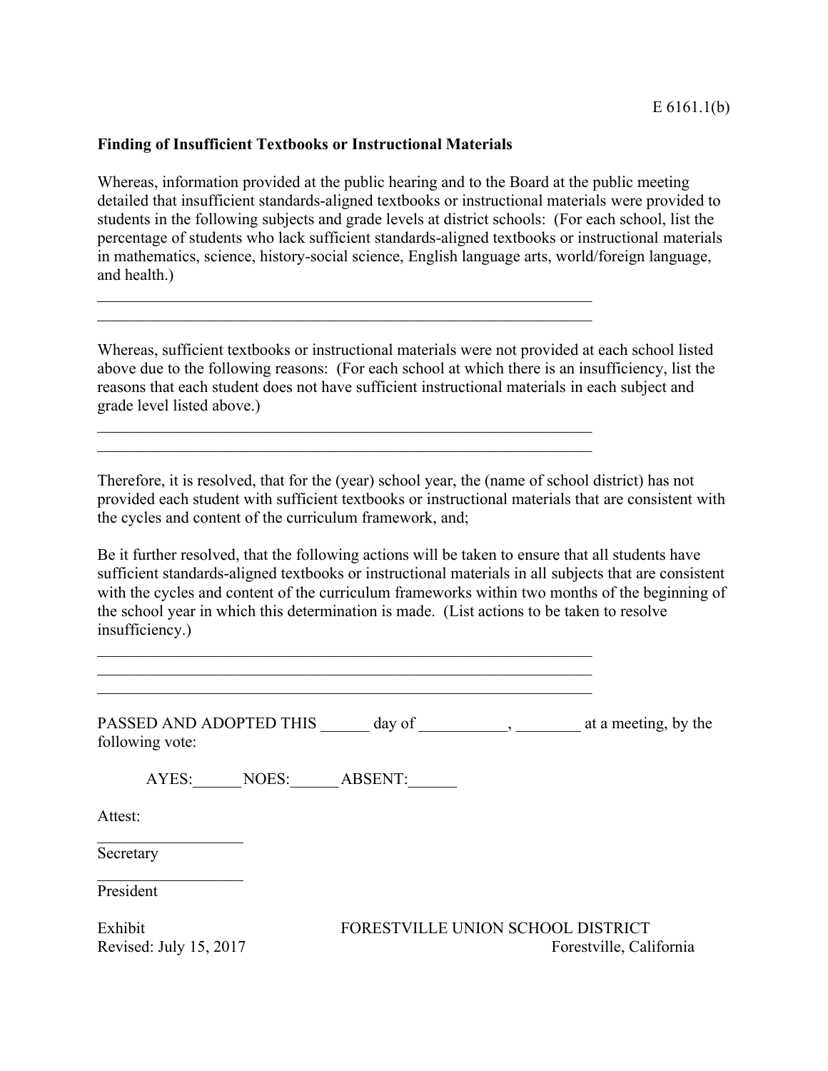E 6161.1(b)

**Finding of Insufficient Textbooks or Instructional Materials**

Whereas, information provided at the public hearing and to the Board at the public meeting detailed that insufficient standards-aligned textbooks or instructional materials were provided to students in the following subjects and grade levels at district schools: (For each school, list the percentage of students who lack sufficient standards-aligned textbooks or instructional materials in mathematics, science, history-social science, English language arts, world/foreign language, and health.)

_______________________________________________________________

_______________________________________________________________

Whereas, sufficient textbooks or instructional materials were not provided at each school listed above due to the following reasons: (For each school at which there is an insufficiency, list the reasons that each student does not have sufficient instructional materials in each subject and grade level listed above.)

_______________________________________________________________

_______________________________________________________________

Therefore, it is resolved, that for the (year) school year, the (name of school district) has not provided each student with sufficient textbooks or instructional materials that are consistent with the cycles and content of the curriculum framework, and;

Be it further resolved, that the following actions will be taken to ensure that all students have sufficient standards-aligned textbooks or instructional materials in all subjects that are consistent with the cycles and content of the curriculum frameworks within two months of the beginning of the school year in which this determination is made. (List actions to be taken to resolve insufficiency.)

_______________________________________________________________

_______________________________________________________________

_______________________________________________________________

PASSED AND ADOPTED THIS ______ day of ___________, ________ at a meeting, by the following vote:

AYES:______NOES:______ABSENT:______

Attest:

__________________

Secretary

__________________

President

Exhibit
Revised: July 15, 2017

FORESTVILLE UNION SCHOOL DISTRICT
Forestville, California